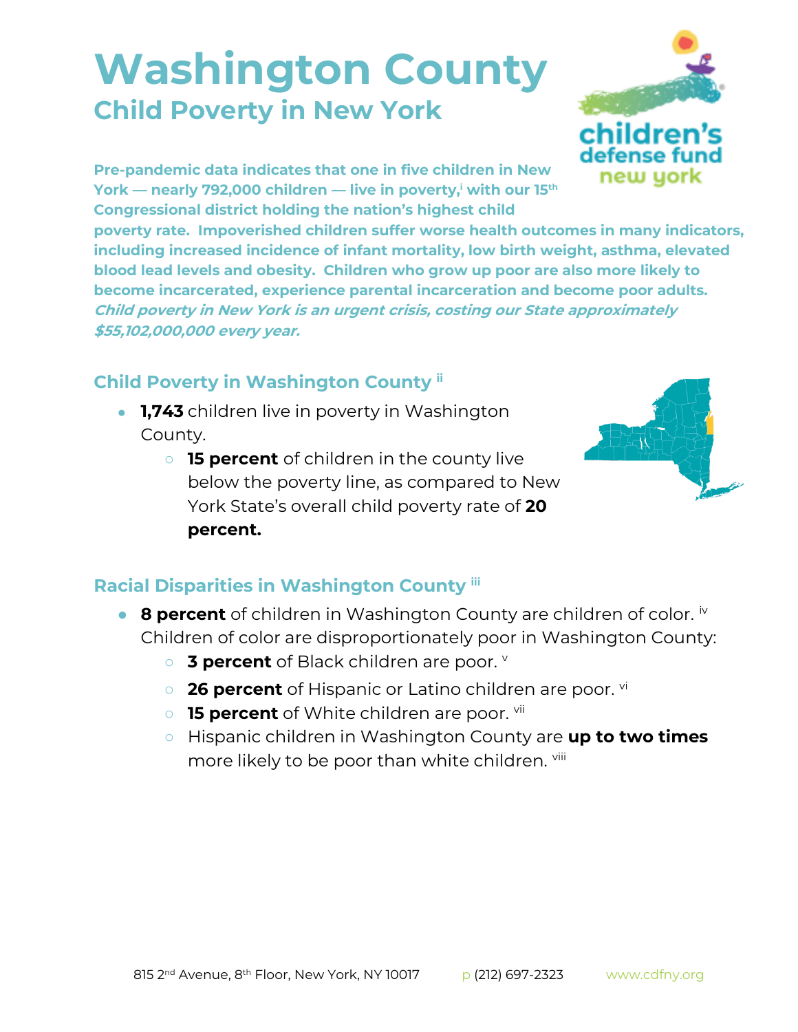# Washington County

## Child Poverty in New York

**Pre-pandemic data indicates that one in five children in New York — nearly 792,000 children — live in poverty,[i] with our 15th Congressional district holding the nation's highest child poverty rate. Impoverished children suffer worse health outcomes in many indicators, including increased incidence of infant mortality, low birth weight, asthma, elevated blood lead levels and obesity. Children who grow up poor are also more likely to become incarcerated, experience parental incarceration and become poor adults.** ***Child poverty in New York is an urgent crisis, costing our State approximately $55,102,000,000 every year.***

### Child Poverty in Washington County [ii]

- **1,743** children live in poverty in Washington County.
  - **15 percent** of children in the county live below the poverty line, as compared to New York State's overall child poverty rate of **20 percent.**

### Racial Disparities in Washington County [iii]

- **8 percent** of children in Washington County are children of color. [iv] Children of color are disproportionately poor in Washington County:
  - **3 percent** of Black children are poor. [v]
  - **26 percent** of Hispanic or Latino children are poor. [vi]
  - **15 percent** of White children are poor. [vii]
  - Hispanic children in Washington County are **up to two times** more likely to be poor than white children. [viii]

815 2nd Avenue, 8th Floor, New York, NY 10017 p (212) 697-2323 www.cdfny.org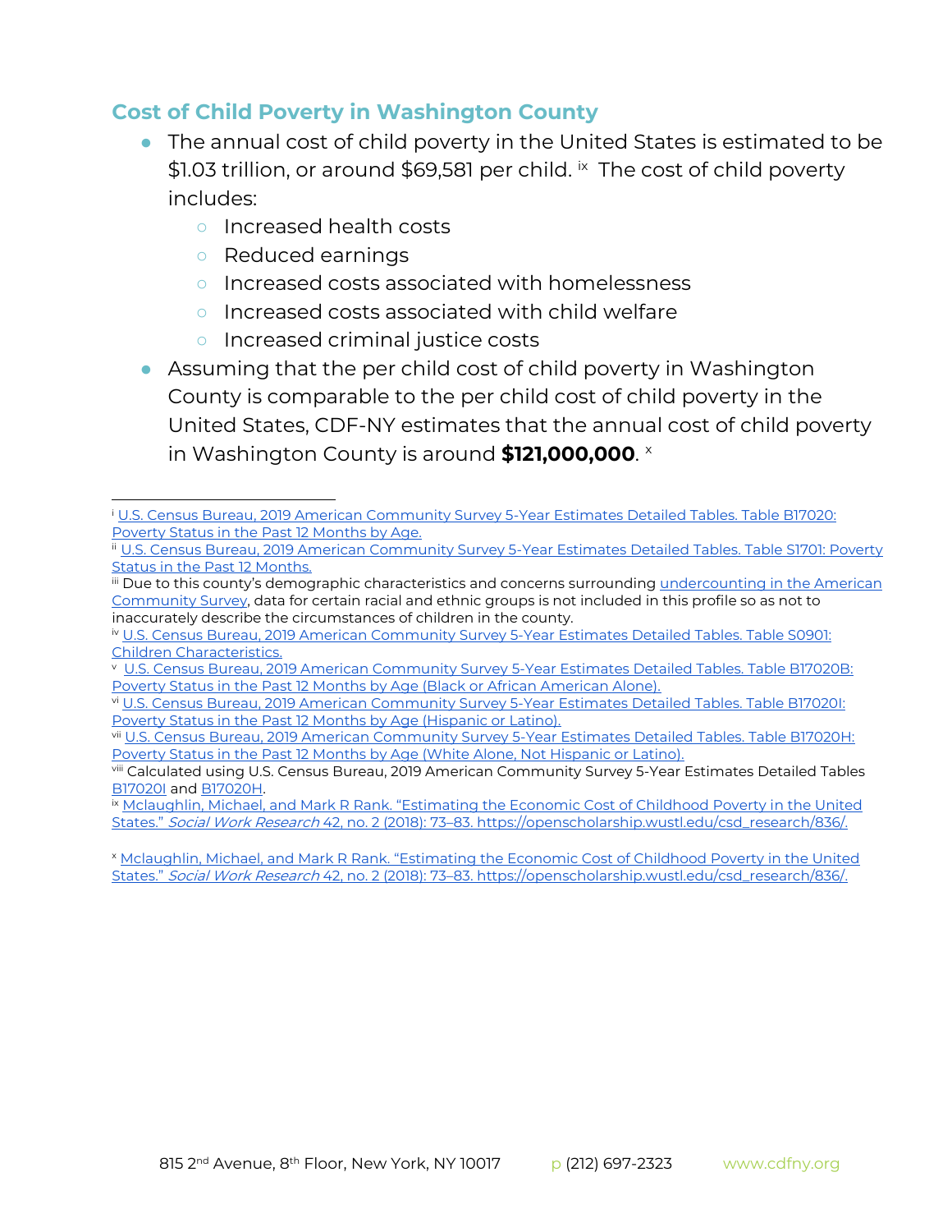## Cost of Child Poverty in Washington County

- The annual cost of child poverty in the United States is estimated to be $1.03 trillion, or around $69,581 per child. [ix] The cost of child poverty includes:
  - Increased health costs
  - Reduced earnings
  - Increased costs associated with homelessness
  - Increased costs associated with child welfare
  - Increased criminal justice costs
- Assuming that the per child cost of child poverty in Washington County is comparable to the per child cost of child poverty in the United States, CDF-NY estimates that the annual cost of child poverty in Washington County is around **$121,000,000**. [x]

---

[i] U.S. Census Bureau, 2019 American Community Survey 5-Year Estimates Detailed Tables. Table B17020: Poverty Status in the Past 12 Months by Age.

[ii] U.S. Census Bureau, 2019 American Community Survey 5-Year Estimates Detailed Tables. Table S1701: Poverty Status in the Past 12 Months.

[iii] Due to this county's demographic characteristics and concerns surrounding undercounting in the American Community Survey, data for certain racial and ethnic groups is not included in this profile so as not to inaccurately describe the circumstances of children in the county.

[iv] U.S. Census Bureau, 2019 American Community Survey 5-Year Estimates Detailed Tables. Table S0901: Children Characteristics.

[v] U.S. Census Bureau, 2019 American Community Survey 5-Year Estimates Detailed Tables. Table B17020B: Poverty Status in the Past 12 Months by Age (Black or African American Alone).

[vi] U.S. Census Bureau, 2019 American Community Survey 5-Year Estimates Detailed Tables. Table B17020I: Poverty Status in the Past 12 Months by Age (Hispanic or Latino).

[vii] U.S. Census Bureau, 2019 American Community Survey 5-Year Estimates Detailed Tables. Table B17020H: Poverty Status in the Past 12 Months by Age (White Alone, Not Hispanic or Latino).

[viii] Calculated using U.S. Census Bureau, 2019 American Community Survey 5-Year Estimates Detailed Tables B17020I and B17020H.

[ix] Mclaughlin, Michael, and Mark R Rank. "Estimating the Economic Cost of Childhood Poverty in the United States." *Social Work Research* 42, no. 2 (2018): 73–83. https://openscholarship.wustl.edu/csd_research/836/.

[x] Mclaughlin, Michael, and Mark R Rank. "Estimating the Economic Cost of Childhood Poverty in the United States." *Social Work Research* 42, no. 2 (2018): 73–83. https://openscholarship.wustl.edu/csd_research/836/.